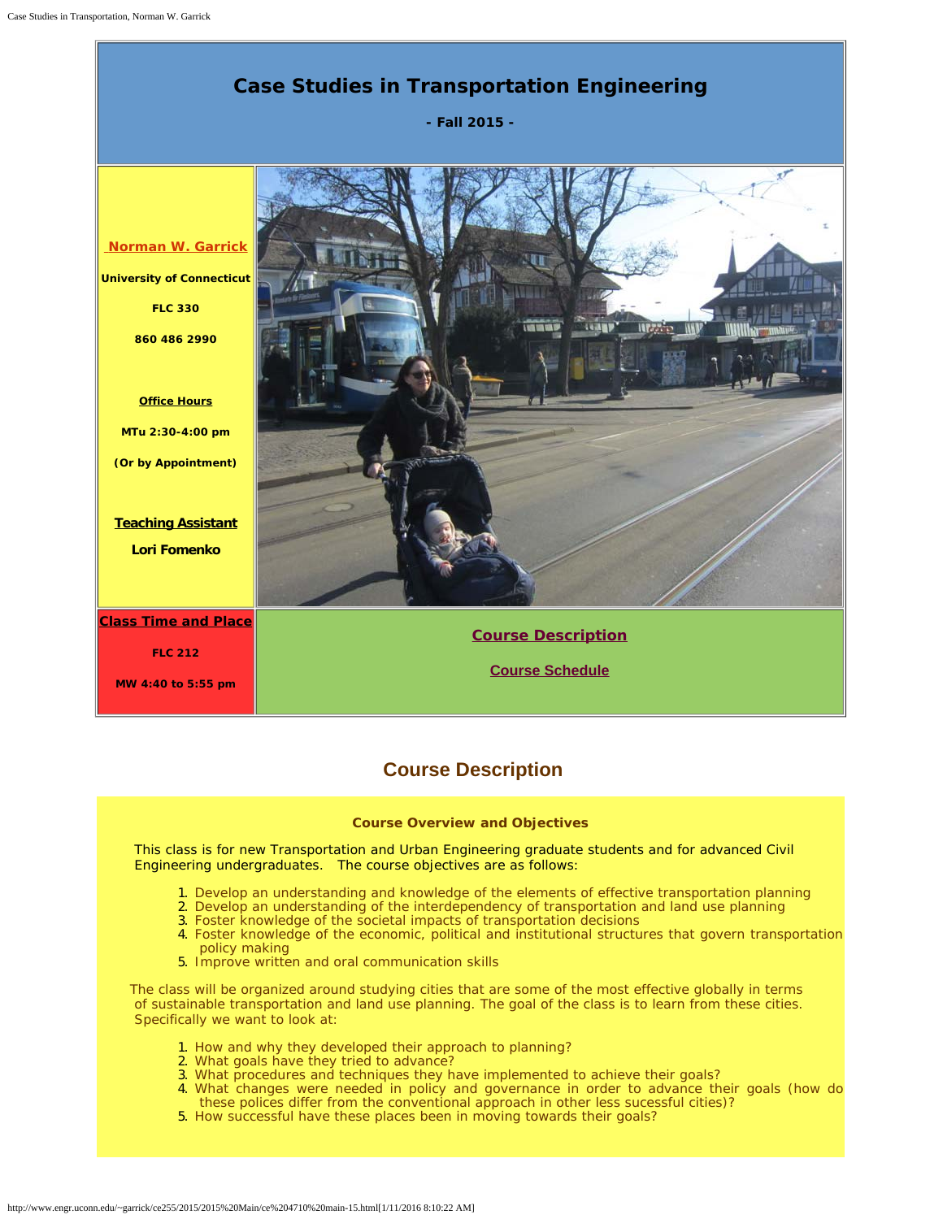# Case Studies in Transportation Engineering

**- Fall 2015 -**

**Norman W. Garrick**

**University of Connecticut**

**FLC 330**

**860 486 2990**

**Office Hours**

**MTu 2:30-4:00 pm**

**(Or by Appointment)**

**Teaching Assistant**

**Lori Fomenko**

**Class Time and Place**

**FLC 212**

**MW 4:40 to 5:55 pm**

**Course Description**

**Course Schedule**

## Course Description

### Course Overview and Objectives

This class is for new Transportation and Urban Engineering graduate students and for advanced Civil Engineering undergraduates. The course objectives are as follows:

1. Develop an understanding and knowledge of the elements of effective transportation planning
2. Develop an understanding of the interdependency of transportation and land use planning
3. Foster knowledge of the societal impacts of transportation decisions
4. Foster knowledge of the economic, political and institutional structures that govern transportation policy making
5. Improve written and oral communication skills

The class will be organized around studying cities that are some of the most effective globally in terms of sustainable transportation and land use planning. The goal of the class is to learn from these cities. Specifically we want to look at:

1. How and why they developed their approach to planning?
2. What goals have they tried to advance?
3. What procedures and techniques they have implemented to achieve their goals?
4. What changes were needed in policy and governance in order to advance their goals (how do these polices differ from the conventional approach in other less sucessful cities)?
5. How successful have these places been in moving towards their goals?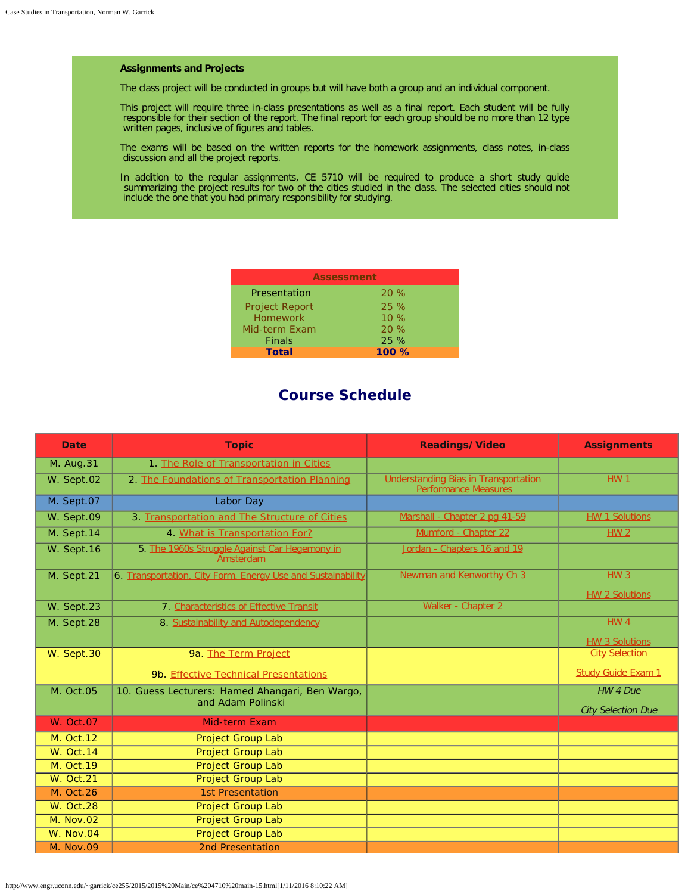**Assignments and Projects**

The class project will be conducted in groups but will have both a group and an individual component.

This project will require three in-class presentations as well as a final report. Each student will be fully responsible for their section of the report. The final report for each group should be no more than 12 type written pages, inclusive of figures and tables.

The exams will be based on the written reports for the homework assignments, class notes, in-class discussion and all the project reports.

In addition to the regular assignments, CE 5710 will be required to produce a short study guide summarizing the project results for two of the cities studied in the class. The selected cities should not include the one that you had primary responsibility for studying.

| Assessment | |
|---|---|
| Presentation | 20 % |
| Project Report | 25 % |
| Homework | 10 % |
| Mid-term Exam | 20 % |
| Finals | 25 % |
| **Total** | **100 %** |

## Course Schedule

| Date | Topic | Readings/Video | Assignments |
|---|---|---|---|
| M. Aug.31 | 1. The Role of Transportation in Cities | | |
| W. Sept.02 | 2. The Foundations of Transportation Planning | Understanding Bias in Transportation Performance Measures | HW 1 |
| M. Sept.07 | Labor Day | | |
| W. Sept.09 | 3. Transportation and The Structure of Cities | Marshall - Chapter 2 pg 41-59 | HW 1 Solutions |
| M. Sept.14 | 4. What is Transportation For? | Mumford - Chapter 22 | HW 2 |
| W. Sept.16 | 5. The 1960s Struggle Against Car Hegemony in Amsterdam | Jordan - Chapters 16 and 19 | |
| M. Sept.21 | 6. Transportation, City Form, Energy Use and Sustainability | Newman and Kenworthy Ch 3 | HW 3<br>HW 2 Solutions |
| W. Sept.23 | 7. Characteristics of Effective Transit | Walker - Chapter 2 | |
| M. Sept.28 | 8. Sustainability and Autodependency | | HW 4<br>HW 3 Solutions |
| W. Sept.30 | 9a. The Term Project<br>9b. Effective Technical Presentations | | City Selection<br>Study Guide Exam 1 |
| M. Oct.05 | 10. Guess Lecturers: Hamed Ahangari, Ben Wargo, and Adam Polinski | | *HW 4 Due*<br>*City Selection Due* |
| W. Oct.07 | Mid-term Exam | | |
| M. Oct.12 | Project Group Lab | | |
| W. Oct.14 | Project Group Lab | | |
| M. Oct.19 | Project Group Lab | | |
| W. Oct.21 | Project Group Lab | | |
| M. Oct.26 | 1st Presentation | | |
| W. Oct.28 | Project Group Lab | | |
| M. Nov.02 | Project Group Lab | | |
| W. Nov.04 | Project Group Lab | | |
| M. Nov.09 | 2nd Presentation | | |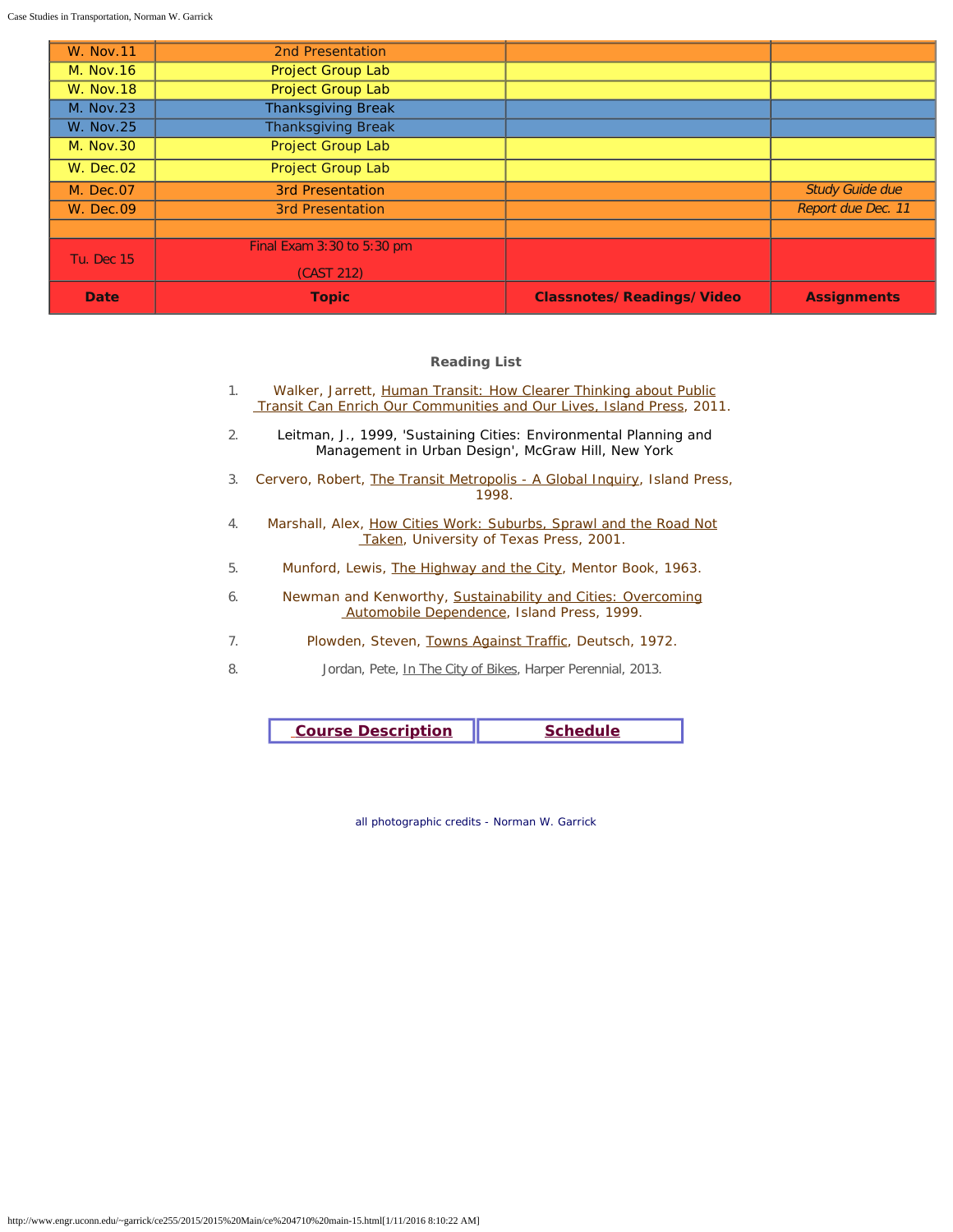| | | | |
|---|---|---|---|
| W. Nov.11 | 2nd Presentation | | |
| M. Nov.16 | Project Group Lab | | |
| W. Nov.18 | Project Group Lab | | |
| M. Nov.23 | Thanksgiving Break | | |
| W. Nov.25 | Thanksgiving Break | | |
| M. Nov.30 | Project Group Lab | | |
| W. Dec.02 | Project Group Lab | | |
| M. Dec.07 | 3rd Presentation | | *Study Guide due* |
| W. Dec.09 | 3rd Presentation | | *Report due Dec. 11* |
| | | | |
| Tu. Dec 15 | Final Exam 3:30 to 5:30 pm (CAST 212) | | |
| **Date** | **Topic** | **Classnotes/Readings/Video** | **Assignments** |

**Reading List**

1. Walker, Jarrett, Human Transit: How Clearer Thinking about Public Transit Can Enrich Our Communities and Our Lives, Island Press, 2011.
2. Leitman, J., 1999, 'Sustaining Cities: Environmental Planning and Management in Urban Design', McGraw Hill, New York
3. Cervero, Robert, The Transit Metropolis - A Global Inquiry, Island Press, 1998.
4. Marshall, Alex, How Cities Work: Suburbs, Sprawl and the Road Not Taken, University of Texas Press, 2001.
5. Munford, Lewis, The Highway and the City, Mentor Book, 1963.
6. Newman and Kenworthy, Sustainability and Cities: Overcoming Automobile Dependence, Island Press, 1999.
7. Plowden, Steven, Towns Against Traffic, Deutsch, 1972.
8. Jordan, Pete, In The City of Bikes, Harper Perennial, 2013.

| **Course Description** | **Schedule** |
|---|---|

all photographic credits - Norman W. Garrick